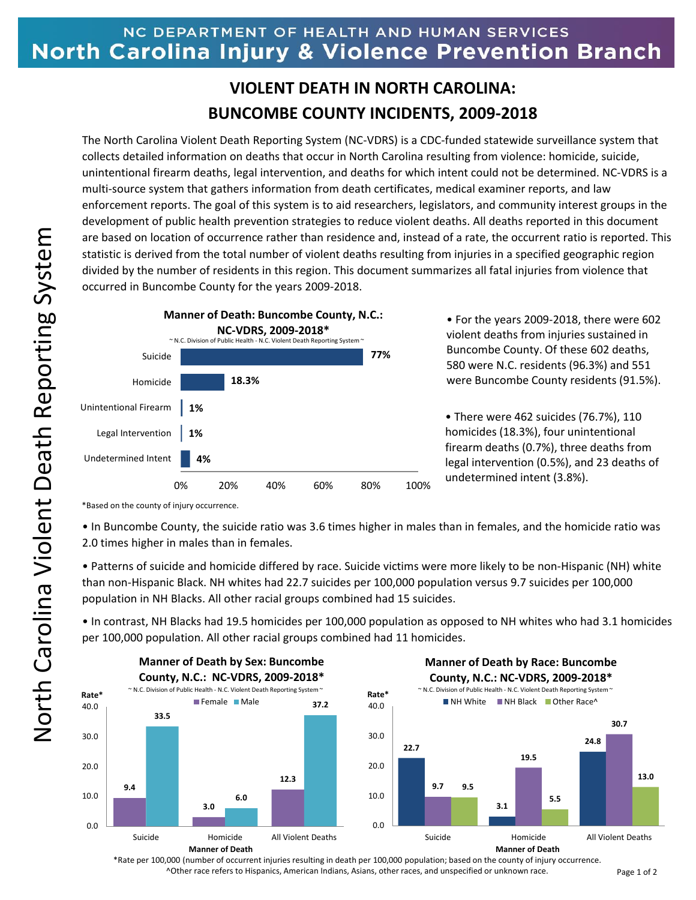NC DEPARTMENT OF HEALTH AND HUMAN SERVICES

**North Carolina Injury & Violence Prevention Branch**

North Carolina Violent Death Reporting System

# VIOLENT DEATH IN NORTH CAROLINA: BUNCOMBE COUNTY INCIDENTS, 2009-2018

The North Carolina Violent Death Reporting System (NC-VDRS) is a CDC-funded statewide surveillance system that collects detailed information on deaths that occur in North Carolina resulting from violence: homicide, suicide, unintentional firearm deaths, legal intervention, and deaths for which intent could not be determined. NC-VDRS is a multi-source system that gathers information from death certificates, medical examiner reports, and law enforcement reports. The goal of this system is to aid researchers, legislators, and community interest groups in the development of public health prevention strategies to reduce violent deaths. All deaths reported in this document are based on location of occurrence rather than residence and, instead of a rate, the occurrent ratio is reported. This statistic is derived from the total number of violent deaths resulting from injuries in a specified geographic region divided by the number of residents in this region. This document summarizes all fatal injuries from violence that occurred in Buncombe County for the years 2009-2018.

**Manner of Death: Buncombe County, N.C.: NC-VDRS, 2009-2018***

~ N.C. Division of Public Health - N.C. Violent Death Reporting System ~

Suicide 77%
Homicide 18.3%
Unintentional Firearm 1%
Legal Intervention 1%
Undetermined Intent 4%

0% 20% 40% 60% 80% 100%

*Based on the county of injury occurrence.

- For the years 2009-2018, there were 602 violent deaths from injuries sustained in Buncombe County. Of these 602 deaths, 580 were N.C. residents (96.3%) and 551 were Buncombe County residents (91.5%).

- There were 462 suicides (76.7%), 110 homicides (18.3%), four unintentional firearm deaths (0.7%), three deaths from legal intervention (0.5%), and 23 deaths of undetermined intent (3.8%).

- In Buncombe County, the suicide ratio was 3.6 times higher in males than in females, and the homicide ratio was 2.0 times higher in males than in females.

- Patterns of suicide and homicide differed by race. Suicide victims were more likely to be non-Hispanic (NH) white than non-Hispanic Black. NH whites had 22.7 suicides per 100,000 population versus 9.7 suicides per 100,000 population in NH Blacks. All other racial groups combined had 15 suicides.

- In contrast, NH Blacks had 19.5 homicides per 100,000 population as opposed to NH whites who had 3.1 homicides per 100,000 population. All other racial groups combined had 11 homicides.

**Manner of Death by Sex: Buncombe County, N.C.: NC-VDRS, 2009-2018***

~ N.C. Division of Public Health - N.C. Violent Death Reporting System ~

Rate*

Female, Male

Suicide: 9.4, 33.5
Homicide: 3.0, 6.0
All Violent Deaths: 12.3, 37.2

Manner of Death

**Manner of Death by Race: Buncombe County, N.C.: NC-VDRS, 2009-2018***

~ N.C. Division of Public Health - N.C. Violent Death Reporting System ~

Rate*

NH White, NH Black, Other Race^

Suicide: 22.7, 9.7, 9.5
Homicide: 3.1, 19.5, 5.5
All Violent Deaths: 24.8, 30.7, 13.0

Manner of Death

*Rate per 100,000 (number of occurrent injuries resulting in death per 100,000 population; based on the county of injury occurrence.

^Other race refers to Hispanics, American Indians, Asians, other races, and unspecified or unknown race.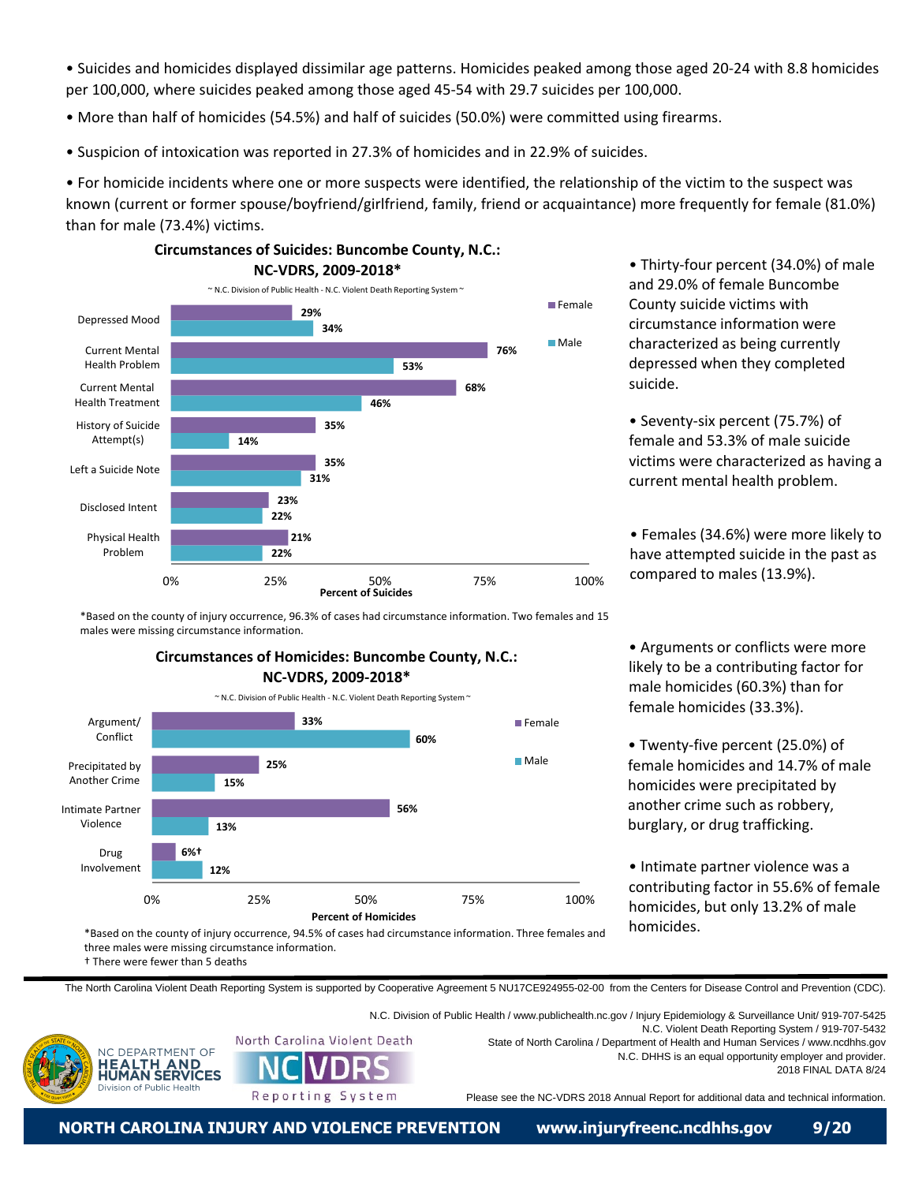• Suicides and homicides displayed dissimilar age patterns. Homicides peaked among those aged 20-24 with 8.8 homicides per 100,000, where suicides peaked among those aged 45-54 with 29.7 suicides per 100,000.

• More than half of homicides (54.5%) and half of suicides (50.0%) were committed using firearms.

• Suspicion of intoxication was reported in 27.3% of homicides and in 22.9% of suicides.

• For homicide incidents where one or more suspects were identified, the relationship of the victim to the suspect was known (current or former spouse/boyfriend/girlfriend, family, friend or acquaintance) more frequently for female (81.0%) than for male (73.4%) victims.

**Circumstances of Suicides: Buncombe County, N.C.: NC-VDRS, 2009-2018***

~ N.C. Division of Public Health - N.C. Violent Death Reporting System ~

Female
Male

Depressed Mood: 29%, 34%
Current Mental Health Problem: 76%, 53%
Current Mental Health Treatment: 68%, 46%
History of Suicide Attempt(s): 35%, 14%
Left a Suicide Note: 35%, 31%
Disclosed Intent: 23%, 22%
Physical Health Problem: 21%, 22%

0% 25% 50% 75% 100%
Percent of Suicides

*Based on the county of injury occurrence, 96.3% of cases had circumstance information. Two females and 15 males were missing circumstance information.

• Thirty-four percent (34.0%) of male and 29.0% of female Buncombe County suicide victims with circumstance information were characterized as being currently depressed when they completed suicide.

• Seventy-six percent (75.7%) of female and 53.3% of male suicide victims were characterized as having a current mental health problem.

• Females (34.6%) were more likely to have attempted suicide in the past as compared to males (13.9%).

**Circumstances of Homicides: Buncombe County, N.C.: NC-VDRS, 2009-2018***

~ N.C. Division of Public Health - N.C. Violent Death Reporting System ~

Female
Male

Argument/ Conflict: 33%, 60%
Precipitated by Another Crime: 25%, 15%
Intimate Partner Violence: 56%, 13%
Drug Involvement: 6%†, 12%

0% 25% 50% 75% 100%
Percent of Homicides

*Based on the county of injury occurrence, 94.5% of cases had circumstance information. Three females and three males were missing circumstance information.
† There were fewer than 5 deaths

• Arguments or conflicts were more likely to be a contributing factor for male homicides (60.3%) than for female homicides (33.3%).

• Twenty-five percent (25.0%) of female homicides and 14.7% of male homicides were precipitated by another crime such as robbery, burglary, or drug trafficking.

• Intimate partner violence was a contributing factor in 55.6% of female homicides, but only 13.2% of male homicides.

The North Carolina Violent Death Reporting System is supported by Cooperative Agreement 5 NU17CE924955-02-00 from the Centers for Disease Control and Prevention (CDC).

N.C. Division of Public Health / www.publichealth.nc.gov / Injury Epidemiology & Surveillance Unit/ 919-707-5425
N.C. Violent Death Reporting System / 919-707-5432
State of North Carolina / Department of Health and Human Services / www.ncdhhs.gov
N.C. DHHS is an equal opportunity employer and provider.
2018 FINAL DATA 8/24

NC DEPARTMENT OF HEALTH AND HUMAN SERVICES Division of Public Health

North Carolina Violent Death NC VDRS Reporting System

Please see the NC-VDRS 2018 Annual Report for additional data and technical information.

NORTH CAROLINA INJURY AND VIOLENCE PREVENTION www.injuryfreenc.ncdhhs.gov